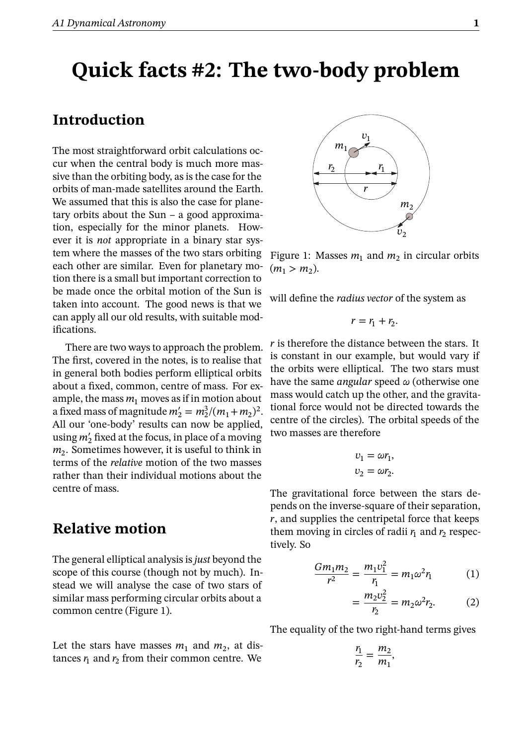# Quick facts #2: The two-body problem

## Introduction

The most straightforward orbit calculations occur when the central body is much more massive than the orbiting body, as is the case for the orbits of man-made satellites around the Earth. We assumed that this is also the case for planetary orbits about the Sun – a good approximation, especially for the minor planets. However it is *not* appropriate in a binary star system where the masses of the two stars orbiting each other are similar. Even for planetary motion there is a small but important correction to be made once the orbital motion of the Sun is taken into account. The good news is that we can apply all our old results, with suitable modifications.

There are two ways to approach the problem. The first, covered in the notes, is to realise that in general both bodies perform elliptical orbits about a fixed, common, centre of mass. For example, the mass $m_1$ moves as if in motion about a fixed mass of magnitude $m_2' = m_2^3/(m_1+m_2)^2$. All our 'one-body' results can now be applied, using $m_2'$ fixed at the focus, in place of a moving $m_2$. Sometimes however, it is useful to think in terms of the *relative* motion of the two masses rather than their individual motions about the centre of mass.

## Relative motion

The general elliptical analysis is *just* beyond the scope of this course (though not by much). Instead we will analyse the case of two stars of similar mass performing circular orbits about a common centre (Figure 1).

Figure 1: Masses $m_1$ and $m_2$ in circular orbits ($m_1 > m_2$).

Let the stars have masses $m_1$ and $m_2$, at distances $r_1$ and $r_2$ from their common centre. We will define the *radius vector* of the system as

$$r = r_1 + r_2.$$

$r$ is therefore the distance between the stars. It is constant in our example, but would vary if the orbits were elliptical. The two stars must have the same *angular* speed $\omega$ (otherwise one mass would catch up the other, and the gravitational force would not be directed towards the centre of the circles). The orbital speeds of the two masses are therefore

$$v_1 = \omega r_1,$$
$$v_2 = \omega r_2.$$

The gravitational force between the stars depends on the inverse-square of their separation, $r$, and supplies the centripetal force that keeps them moving in circles of radii $r_1$ and $r_2$ respectively. So

$$\frac{Gm_1m_2}{r^2} = \frac{m_1v_1^2}{r_1} = m_1\omega^2 r_1 \qquad (1)$$

$$= \frac{m_2v_2^2}{r_2} = m_2\omega^2 r_2. \qquad (2)$$

The equality of the two right-hand terms gives

$$\frac{r_1}{r_2} = \frac{m_2}{m_1},$$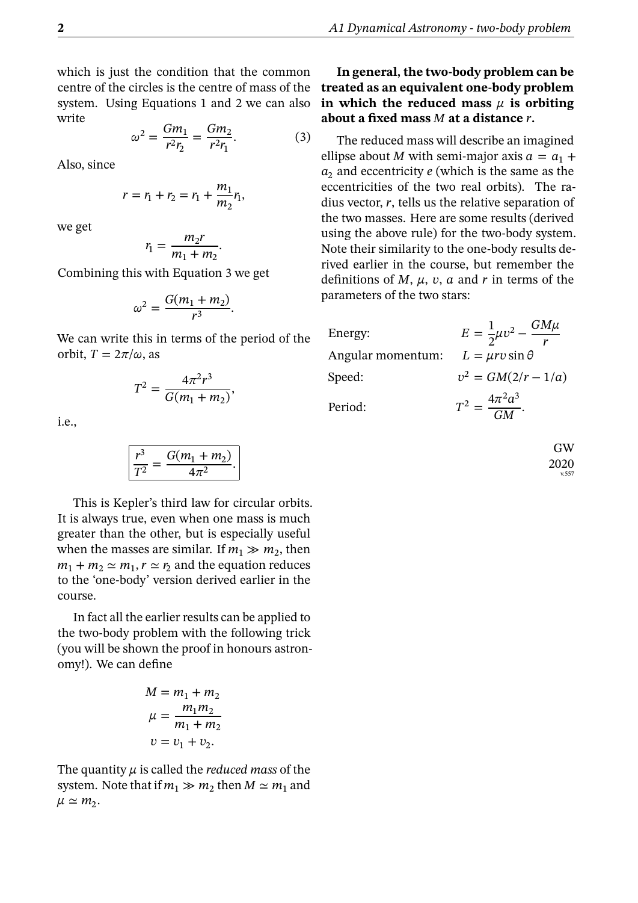which is just the condition that the common centre of the circles is the centre of mass of the system. Using Equations 1 and 2 we can also write

$$\omega^2 = \frac{Gm_1}{r^2 r_2} = \frac{Gm_2}{r^2 r_1}. \tag{3}$$

Also, since

$$r = r_1 + r_2 = r_1 + \frac{m_1}{m_2} r_1,$$

we get

$$r_1 = \frac{m_2 r}{m_1 + m_2}.$$

Combining this with Equation 3 we get

$$\omega^2 = \frac{G(m_1 + m_2)}{r^3}.$$

We can write this in terms of the period of the orbit, $T = 2\pi/\omega$, as

$$T^2 = \frac{4\pi^2 r^3}{G(m_1 + m_2)},$$

i.e.,

$$\boxed{\frac{r^3}{T^2} = \frac{G(m_1 + m_2)}{4\pi^2}.}$$

This is Kepler's third law for circular orbits. It is always true, even when one mass is much greater than the other, but is especially useful when the masses are similar. If $m_1 \gg m_2$, then $m_1 + m_2 \simeq m_1$, $r \simeq r_2$ and the equation reduces to the 'one-body' version derived earlier in the course.

In fact all the earlier results can be applied to the two-body problem with the following trick (you will be shown the proof in honours astronomy!). We can define

$$M = m_1 + m_2$$
$$\mu = \frac{m_1 m_2}{m_1 + m_2}$$
$$v = v_1 + v_2.$$

The quantity $\mu$ is called the *reduced mass* of the system. Note that if $m_1 \gg m_2$ then $M \simeq m_1$ and $\mu \simeq m_2$.

**In general, the two-body problem can be treated as an equivalent one-body problem in which the reduced mass $\mu$ is orbiting about a fixed mass $M$ at a distance $r$.**

The reduced mass will describe an imagined ellipse about $M$ with semi-major axis $a = a_1 + a_2$ and eccentricity $e$ (which is the same as the eccentricities of the two real orbits). The radius vector, $r$, tells us the relative separation of the two masses. Here are some results (derived using the above rule) for the two-body system. Note their similarity to the one-body results derived earlier in the course, but remember the definitions of $M$, $\mu$, $v$, $a$ and $r$ in terms of the parameters of the two stars:

| | |
|---|---|
| Energy: | $E = \frac{1}{2}\mu v^2 - \frac{GM\mu}{r}$ |
| Angular momentum: | $L = \mu r v \sin\theta$ |
| Speed: | $v^2 = GM(2/r - 1/a)$ |
| Period: | $T^2 = \frac{4\pi^2 a^3}{GM}$. |

GW
2020
v.557